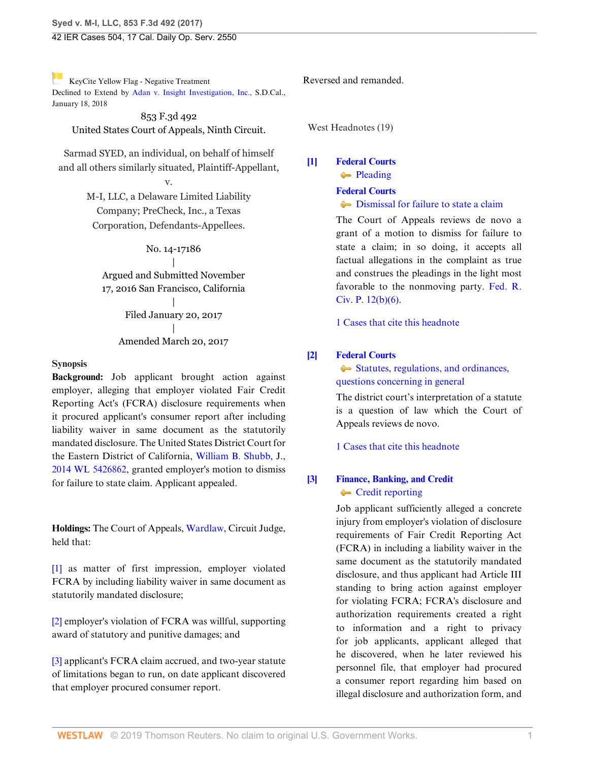KeyCite Yellow Flag - Negative Treatment
Declined to Extend by Adan v. Insight Investigation, Inc., S.D.Cal., January 18, 2018

853 F.3d 492
United States Court of Appeals, Ninth Circuit.

Sarmad SYED, an individual, on behalf of himself and all others similarly situated, Plaintiff-Appellant,
v.
M-I, LLC, a Delaware Limited Liability Company; PreCheck, Inc., a Texas Corporation, Defendants-Appellees.

No. 14-17186
|
Argued and Submitted November 17, 2016 San Francisco, California
|
Filed January 20, 2017
|
Amended March 20, 2017

**Synopsis**

**Background:** Job applicant brought action against employer, alleging that employer violated Fair Credit Reporting Act's (FCRA) disclosure requirements when it procured applicant's consumer report after including liability waiver in same document as the statutorily mandated disclosure. The United States District Court for the Eastern District of California, William B. Shubb, J., 2014 WL 5426862, granted employer's motion to dismiss for failure to state claim. Applicant appealed.

**Holdings:** The Court of Appeals, Wardlaw, Circuit Judge, held that:

[1] as matter of first impression, employer violated FCRA by including liability waiver in same document as statutorily mandated disclosure;

[2] employer's violation of FCRA was willful, supporting award of statutory and punitive damages; and

[3] applicant's FCRA claim accrued, and two-year statute of limitations began to run, on date applicant discovered that employer procured consumer report.

Reversed and remanded.

West Headnotes (19)

[1] **Federal Courts**
Pleading
**Federal Courts**
Dismissal for failure to state a claim

The Court of Appeals reviews de novo a grant of a motion to dismiss for failure to state a claim; in so doing, it accepts all factual allegations in the complaint as true and construes the pleadings in the light most favorable to the nonmoving party. Fed. R. Civ. P. 12(b)(6).

1 Cases that cite this headnote

[2] **Federal Courts**
Statutes, regulations, and ordinances, questions concerning in general

The district court's interpretation of a statute is a question of law which the Court of Appeals reviews de novo.

1 Cases that cite this headnote

[3] **Finance, Banking, and Credit**
Credit reporting

Job applicant sufficiently alleged a concrete injury from employer's violation of disclosure requirements of Fair Credit Reporting Act (FCRA) in including a liability waiver in the same document as the statutorily mandated disclosure, and thus applicant had Article III standing to bring action against employer for violating FCRA; FCRA's disclosure and authorization requirements created a right to information and a right to privacy for job applicants, applicant alleged that he discovered, when he later reviewed his personnel file, that employer had procured a consumer report regarding him based on illegal disclosure and authorization form, and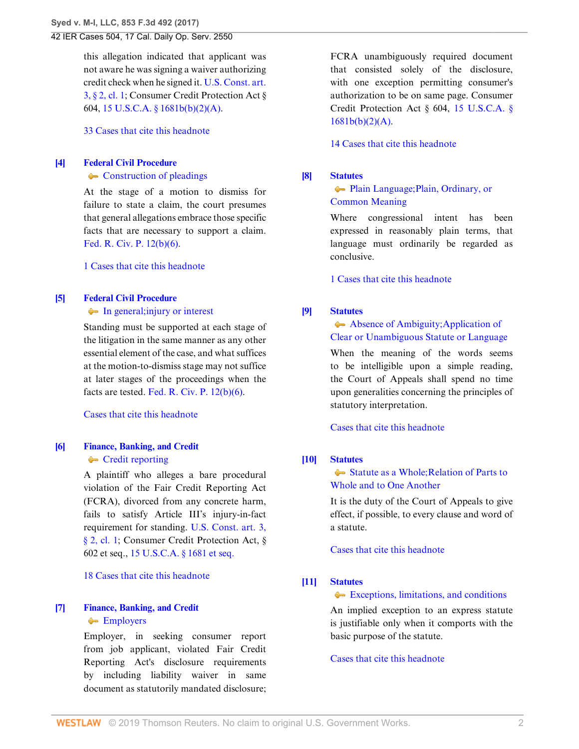this allegation indicated that applicant was not aware he was signing a waiver authorizing credit check when he signed it. U.S. Const. art. 3, § 2, cl. 1; Consumer Credit Protection Act § 604, 15 U.S.C.A. § 1681b(b)(2)(A).

33 Cases that cite this headnote

**[4] Federal Civil Procedure**
Construction of pleadings

At the stage of a motion to dismiss for failure to state a claim, the court presumes that general allegations embrace those specific facts that are necessary to support a claim. Fed. R. Civ. P. 12(b)(6).

1 Cases that cite this headnote

**[5] Federal Civil Procedure**
In general;injury or interest

Standing must be supported at each stage of the litigation in the same manner as any other essential element of the case, and what suffices at the motion-to-dismiss stage may not suffice at later stages of the proceedings when the facts are tested. Fed. R. Civ. P. 12(b)(6).

Cases that cite this headnote

**[6] Finance, Banking, and Credit**
Credit reporting

A plaintiff who alleges a bare procedural violation of the Fair Credit Reporting Act (FCRA), divorced from any concrete harm, fails to satisfy Article III's injury-in-fact requirement for standing. U.S. Const. art. 3, § 2, cl. 1; Consumer Credit Protection Act, § 602 et seq., 15 U.S.C.A. § 1681 et seq.

18 Cases that cite this headnote

**[7] Finance, Banking, and Credit**
Employers

Employer, in seeking consumer report from job applicant, violated Fair Credit Reporting Act's disclosure requirements by including liability waiver in same document as statutorily mandated disclosure; FCRA unambiguously required document that consisted solely of the disclosure, with one exception permitting consumer's authorization to be on same page. Consumer Credit Protection Act § 604, 15 U.S.C.A. § 1681b(b)(2)(A).

14 Cases that cite this headnote

**[8] Statutes**
Plain Language;Plain, Ordinary, or Common Meaning

Where congressional intent has been expressed in reasonably plain terms, that language must ordinarily be regarded as conclusive.

1 Cases that cite this headnote

**[9] Statutes**
Absence of Ambiguity;Application of Clear or Unambiguous Statute or Language

When the meaning of the words seems to be intelligible upon a simple reading, the Court of Appeals shall spend no time upon generalities concerning the principles of statutory interpretation.

Cases that cite this headnote

**[10] Statutes**
Statute as a Whole;Relation of Parts to Whole and to One Another

It is the duty of the Court of Appeals to give effect, if possible, to every clause and word of a statute.

Cases that cite this headnote

**[11] Statutes**
Exceptions, limitations, and conditions

An implied exception to an express statute is justifiable only when it comports with the basic purpose of the statute.

Cases that cite this headnote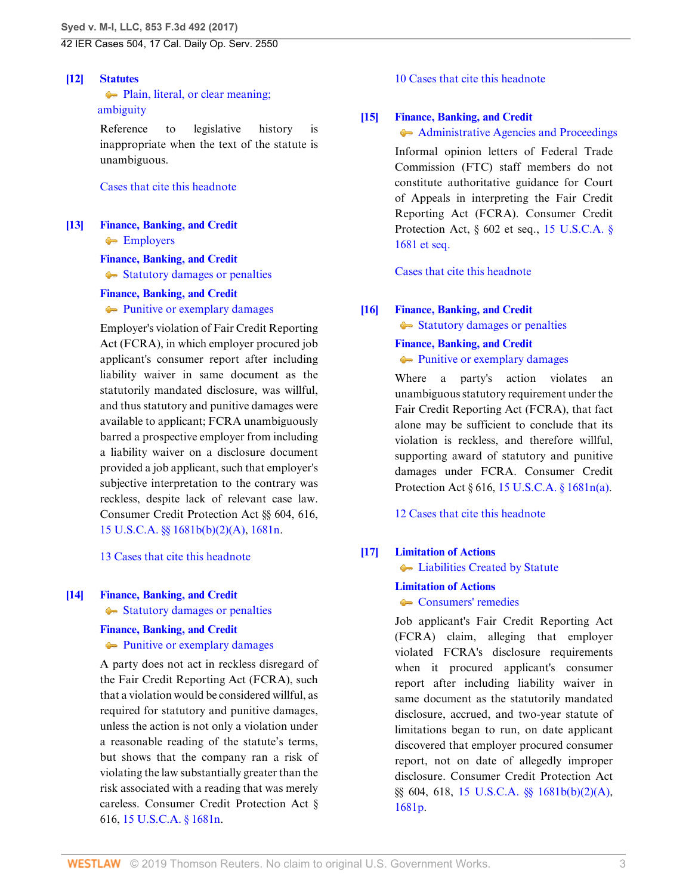**[12]** **Statutes**
Plain, literal, or clear meaning; ambiguity

Reference to legislative history is inappropriate when the text of the statute is unambiguous.

Cases that cite this headnote

**[13]** **Finance, Banking, and Credit**
Employers

**Finance, Banking, and Credit**
Statutory damages or penalties

**Finance, Banking, and Credit**
Punitive or exemplary damages

Employer's violation of Fair Credit Reporting Act (FCRA), in which employer procured job applicant's consumer report after including liability waiver in same document as the statutorily mandated disclosure, was willful, and thus statutory and punitive damages were available to applicant; FCRA unambiguously barred a prospective employer from including a liability waiver on a disclosure document provided a job applicant, such that employer's subjective interpretation to the contrary was reckless, despite lack of relevant case law. Consumer Credit Protection Act §§ 604, 616, 15 U.S.C.A. §§ 1681b(b)(2)(A), 1681n.

13 Cases that cite this headnote

**[14]** **Finance, Banking, and Credit**
Statutory damages or penalties

**Finance, Banking, and Credit**
Punitive or exemplary damages

A party does not act in reckless disregard of the Fair Credit Reporting Act (FCRA), such that a violation would be considered willful, as required for statutory and punitive damages, unless the action is not only a violation under a reasonable reading of the statute's terms, but shows that the company ran a risk of violating the law substantially greater than the risk associated with a reading that was merely careless. Consumer Credit Protection Act § 616, 15 U.S.C.A. § 1681n.

10 Cases that cite this headnote

**[15]** **Finance, Banking, and Credit**
Administrative Agencies and Proceedings

Informal opinion letters of Federal Trade Commission (FTC) staff members do not constitute authoritative guidance for Court of Appeals in interpreting the Fair Credit Reporting Act (FCRA). Consumer Credit Protection Act, § 602 et seq., 15 U.S.C.A. § 1681 et seq.

Cases that cite this headnote

**[16]** **Finance, Banking, and Credit**
Statutory damages or penalties

**Finance, Banking, and Credit**
Punitive or exemplary damages

Where a party's action violates an unambiguous statutory requirement under the Fair Credit Reporting Act (FCRA), that fact alone may be sufficient to conclude that its violation is reckless, and therefore willful, supporting award of statutory and punitive damages under FCRA. Consumer Credit Protection Act § 616, 15 U.S.C.A. § 1681n(a).

12 Cases that cite this headnote

**[17]** **Limitation of Actions**
Liabilities Created by Statute

**Limitation of Actions**
Consumers' remedies

Job applicant's Fair Credit Reporting Act (FCRA) claim, alleging that employer violated FCRA's disclosure requirements when it procured applicant's consumer report after including liability waiver in same document as the statutorily mandated disclosure, accrued, and two-year statute of limitations began to run, on date applicant discovered that employer procured consumer report, not on date of allegedly improper disclosure. Consumer Credit Protection Act §§ 604, 618, 15 U.S.C.A. §§ 1681b(b)(2)(A), 1681p.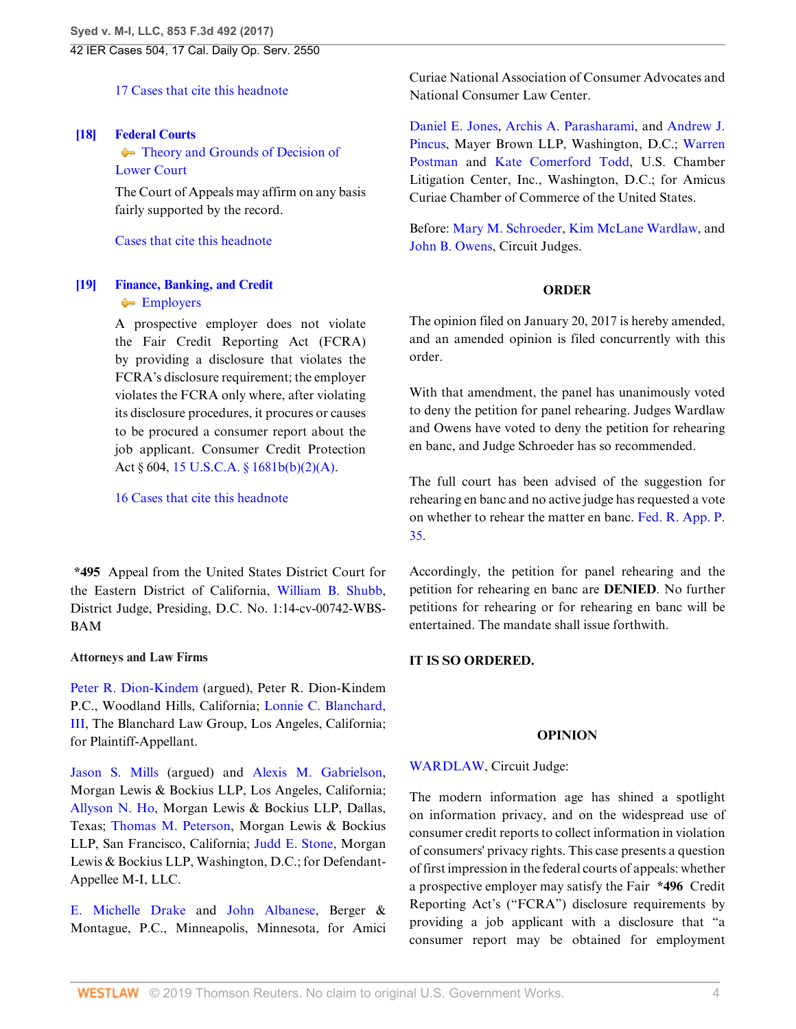17 Cases that cite this headnote

**[18]** **Federal Courts**
Theory and Grounds of Decision of Lower Court

The Court of Appeals may affirm on any basis fairly supported by the record.

Cases that cite this headnote

**[19]** **Finance, Banking, and Credit**
Employers

A prospective employer does not violate the Fair Credit Reporting Act (FCRA) by providing a disclosure that violates the FCRA's disclosure requirement; the employer violates the FCRA only where, after violating its disclosure procedures, it procures or causes to be procured a consumer report about the job applicant. Consumer Credit Protection Act § 604, 15 U.S.C.A. § 1681b(b)(2)(A).

16 Cases that cite this headnote

**\*495** Appeal from the United States District Court for the Eastern District of California, William B. Shubb, District Judge, Presiding, D.C. No. 1:14-cv-00742-WBS-BAM

**Attorneys and Law Firms**

Peter R. Dion-Kindem (argued), Peter R. Dion-Kindem P.C., Woodland Hills, California; Lonnie C. Blanchard, III, The Blanchard Law Group, Los Angeles, California; for Plaintiff-Appellant.

Jason S. Mills (argued) and Alexis M. Gabrielson, Morgan Lewis & Bockius LLP, Los Angeles, California; Allyson N. Ho, Morgan Lewis & Bockius LLP, Dallas, Texas; Thomas M. Peterson, Morgan Lewis & Bockius LLP, San Francisco, California; Judd E. Stone, Morgan Lewis & Bockius LLP, Washington, D.C.; for Defendant-Appellee M-I, LLC.

E. Michelle Drake and John Albanese, Berger & Montague, P.C., Minneapolis, Minnesota, for Amici Curiae National Association of Consumer Advocates and National Consumer Law Center.

Daniel E. Jones, Archis A. Parasharami, and Andrew J. Pincus, Mayer Brown LLP, Washington, D.C.; Warren Postman and Kate Comerford Todd, U.S. Chamber Litigation Center, Inc., Washington, D.C.; for Amicus Curiae Chamber of Commerce of the United States.

Before: Mary M. Schroeder, Kim McLane Wardlaw, and John B. Owens, Circuit Judges.

## ORDER

The opinion filed on January 20, 2017 is hereby amended, and an amended opinion is filed concurrently with this order.

With that amendment, the panel has unanimously voted to deny the petition for panel rehearing. Judges Wardlaw and Owens have voted to deny the petition for rehearing en banc, and Judge Schroeder has so recommended.

The full court has been advised of the suggestion for rehearing en banc and no active judge has requested a vote on whether to rehear the matter en banc. Fed. R. App. P. 35.

Accordingly, the petition for panel rehearing and the petition for rehearing en banc are **DENIED**. No further petitions for rehearing or for rehearing en banc will be entertained. The mandate shall issue forthwith.

**IT IS SO ORDERED.**

## OPINION

WARDLAW, Circuit Judge:

The modern information age has shined a spotlight on information privacy, and on the widespread use of consumer credit reports to collect information in violation of consumers' privacy rights. This case presents a question of first impression in the federal courts of appeals: whether a prospective employer may satisfy the Fair **\*496** Credit Reporting Act's ("FCRA") disclosure requirements by providing a job applicant with a disclosure that "a consumer report may be obtained for employment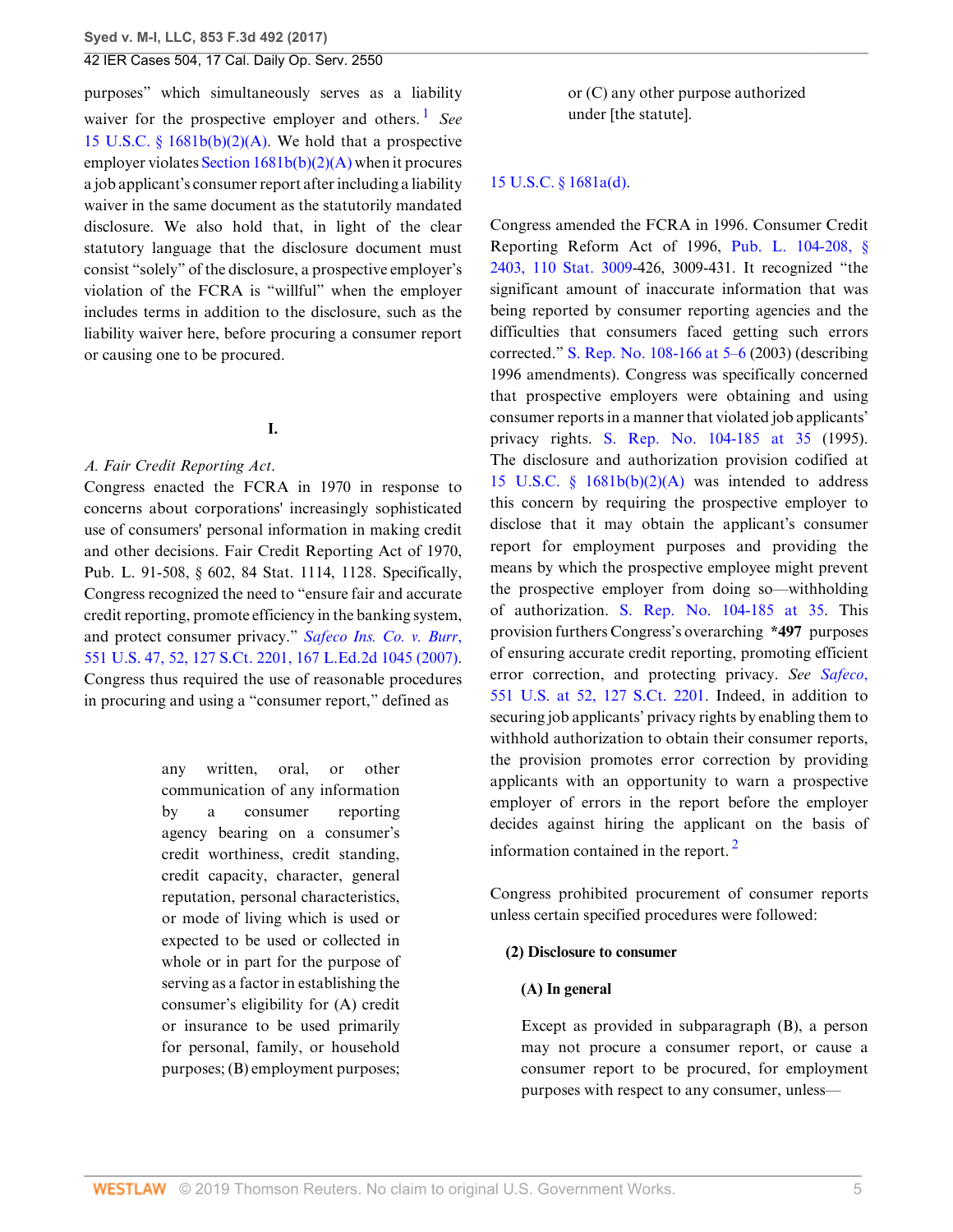purposes" which simultaneously serves as a liability waiver for the prospective employer and others.[1] *See* 15 U.S.C. § 1681b(b)(2)(A). We hold that a prospective employer violates Section 1681b(b)(2)(A) when it procures a job applicant's consumer report after including a liability waiver in the same document as the statutorily mandated disclosure. We also hold that, in light of the clear statutory language that the disclosure document must consist "solely" of the disclosure, a prospective employer's violation of the FCRA is "willful" when the employer includes terms in addition to the disclosure, such as the liability waiver here, before procuring a consumer report or causing one to be procured.

## I.

*A. Fair Credit Reporting Act.*

Congress enacted the FCRA in 1970 in response to concerns about corporations' increasingly sophisticated use of consumers' personal information in making credit and other decisions. Fair Credit Reporting Act of 1970, Pub. L. 91-508, § 602, 84 Stat. 1114, 1128. Specifically, Congress recognized the need to "ensure fair and accurate credit reporting, promote efficiency in the banking system, and protect consumer privacy." *Safeco Ins. Co. v. Burr*, 551 U.S. 47, 52, 127 S.Ct. 2201, 167 L.Ed.2d 1045 (2007). Congress thus required the use of reasonable procedures in procuring and using a "consumer report," defined as

> any written, oral, or other communication of any information by a consumer reporting agency bearing on a consumer's credit worthiness, credit standing, credit capacity, character, general reputation, personal characteristics, or mode of living which is used or expected to be used or collected in whole or in part for the purpose of serving as a factor in establishing the consumer's eligibility for (A) credit or insurance to be used primarily for personal, family, or household purposes; (B) employment purposes; or (C) any other purpose authorized under [the statute].

15 U.S.C. § 1681a(d).

Congress amended the FCRA in 1996. Consumer Credit Reporting Reform Act of 1996, Pub. L. 104-208, § 2403, 110 Stat. 3009-426, 3009-431. It recognized "the significant amount of inaccurate information that was being reported by consumer reporting agencies and the difficulties that consumers faced getting such errors corrected." S. Rep. No. 108-166 at 5–6 (2003) (describing 1996 amendments). Congress was specifically concerned that prospective employers were obtaining and using consumer reports in a manner that violated job applicants' privacy rights. S. Rep. No. 104-185 at 35 (1995). The disclosure and authorization provision codified at 15 U.S.C. § 1681b(b)(2)(A) was intended to address this concern by requiring the prospective employer to disclose that it may obtain the applicant's consumer report for employment purposes and providing the means by which the prospective employee might prevent the prospective employer from doing so—withholding of authorization. S. Rep. No. 104-185 at 35. This provision furthers Congress's overarching **\*497** purposes of ensuring accurate credit reporting, promoting efficient error correction, and protecting privacy. *See Safeco*, 551 U.S. at 52, 127 S.Ct. 2201. Indeed, in addition to securing job applicants' privacy rights by enabling them to withhold authorization to obtain their consumer reports, the provision promotes error correction by providing applicants with an opportunity to warn a prospective employer of errors in the report before the employer decides against hiring the applicant on the basis of information contained in the report.[2]

Congress prohibited procurement of consumer reports unless certain specified procedures were followed:

> **(2) Disclosure to consumer**
>
> **(A) In general**
>
> Except as provided in subparagraph (B), a person may not procure a consumer report, or cause a consumer report to be procured, for employment purposes with respect to any consumer, unless—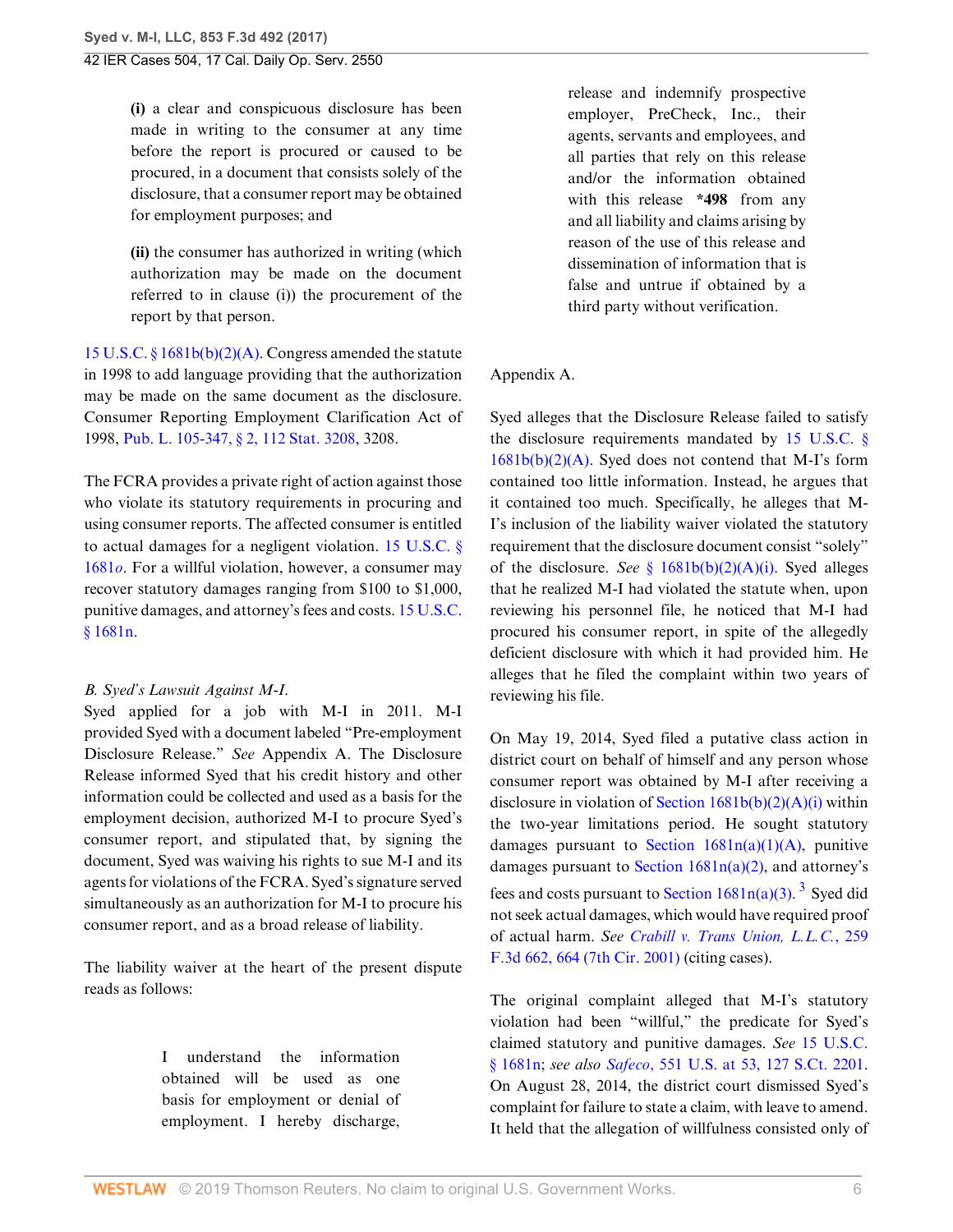> **(i)** a clear and conspicuous disclosure has been made in writing to the consumer at any time before the report is procured or caused to be procured, in a document that consists solely of the disclosure, that a consumer report may be obtained for employment purposes; and
>
> **(ii)** the consumer has authorized in writing (which authorization may be made on the document referred to in clause (i)) the procurement of the report by that person.

15 U.S.C. § 1681b(b)(2)(A). Congress amended the statute in 1998 to add language providing that the authorization may be made on the same document as the disclosure. Consumer Reporting Employment Clarification Act of 1998, Pub. L. 105-347, § 2, 112 Stat. 3208, 3208.

The FCRA provides a private right of action against those who violate its statutory requirements in procuring and using consumer reports. The affected consumer is entitled to actual damages for a negligent violation. 15 U.S.C. § 1681*o*. For a willful violation, however, a consumer may recover statutory damages ranging from $100 to $1,000, punitive damages, and attorney's fees and costs. 15 U.S.C. § 1681n.

*B. Syed's Lawsuit Against M-I.*

Syed applied for a job with M-I in 2011. M-I provided Syed with a document labeled "Pre-employment Disclosure Release." *See* Appendix A. The Disclosure Release informed Syed that his credit history and other information could be collected and used as a basis for the employment decision, authorized M-I to procure Syed's consumer report, and stipulated that, by signing the document, Syed was waiving his rights to sue M-I and its agents for violations of the FCRA. Syed's signature served simultaneously as an authorization for M-I to procure his consumer report, and as a broad release of liability.

The liability waiver at the heart of the present dispute reads as follows:

> I understand the information obtained will be used as one basis for employment or denial of employment. I hereby discharge, release and indemnify prospective employer, PreCheck, Inc., their agents, servants and employees, and all parties that rely on this release and/or the information obtained with this release **\*498** from any and all liability and claims arising by reason of the use of this release and dissemination of information that is false and untrue if obtained by a third party without verification.

Appendix A.

Syed alleges that the Disclosure Release failed to satisfy the disclosure requirements mandated by 15 U.S.C. § 1681b(b)(2)(A). Syed does not contend that M-I's form contained too little information. Instead, he argues that it contained too much. Specifically, he alleges that M-I's inclusion of the liability waiver violated the statutory requirement that the disclosure document consist "solely" of the disclosure. *See* § 1681b(b)(2)(A)(i). Syed alleges that he realized M-I had violated the statute when, upon reviewing his personnel file, he noticed that M-I had procured his consumer report, in spite of the allegedly deficient disclosure with which it had provided him. He alleges that he filed the complaint within two years of reviewing his file.

On May 19, 2014, Syed filed a putative class action in district court on behalf of himself and any person whose consumer report was obtained by M-I after receiving a disclosure in violation of Section 1681b(b)(2)(A)(i) within the two-year limitations period. He sought statutory damages pursuant to Section 1681n(a)(1)(A), punitive damages pursuant to Section 1681n(a)(2), and attorney's fees and costs pursuant to Section 1681n(a)(3).[3] Syed did not seek actual damages, which would have required proof of actual harm. *See Crabill v. Trans Union, L.L.C.*, 259 F.3d 662, 664 (7th Cir. 2001) (citing cases).

The original complaint alleged that M-I's statutory violation had been "willful," the predicate for Syed's claimed statutory and punitive damages. *See* 15 U.S.C. § 1681n; *see also Safeco*, 551 U.S. at 53, 127 S.Ct. 2201. On August 28, 2014, the district court dismissed Syed's complaint for failure to state a claim, with leave to amend. It held that the allegation of willfulness consisted only of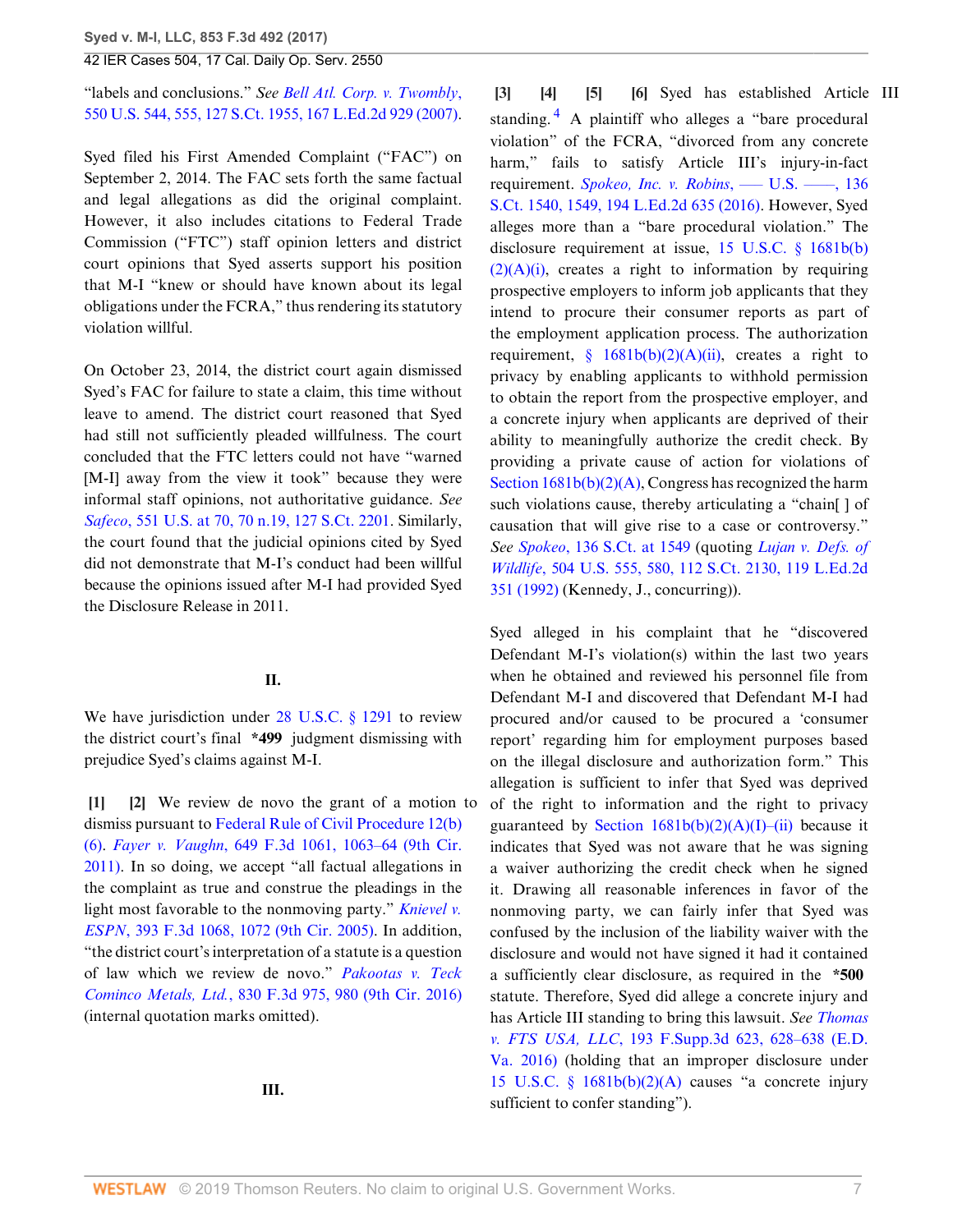"labels and conclusions." *See Bell Atl. Corp. v. Twombly*, 550 U.S. 544, 555, 127 S.Ct. 1955, 167 L.Ed.2d 929 (2007).

Syed filed his First Amended Complaint ("FAC") on September 2, 2014. The FAC sets forth the same factual and legal allegations as did the original complaint. However, it also includes citations to Federal Trade Commission ("FTC") staff opinion letters and district court opinions that Syed asserts support his position that M-I "knew or should have known about its legal obligations under the FCRA," thus rendering its statutory violation willful.

On October 23, 2014, the district court again dismissed Syed's FAC for failure to state a claim, this time without leave to amend. The district court reasoned that Syed had still not sufficiently pleaded willfulness. The court concluded that the FTC letters could not have "warned [M-I] away from the view it took" because they were informal staff opinions, not authoritative guidance. *See Safeco*, 551 U.S. at 70, 70 n.19, 127 S.Ct. 2201. Similarly, the court found that the judicial opinions cited by Syed did not demonstrate that M-I's conduct had been willful because the opinions issued after M-I had provided Syed the Disclosure Release in 2011.

## II.

We have jurisdiction under 28 U.S.C. § 1291 to review the district court's final **\*499** judgment dismissing with prejudice Syed's claims against M-I.

**[1] [2]** We review de novo the grant of a motion to dismiss pursuant to Federal Rule of Civil Procedure 12(b)(6). *Fayer v. Vaughn*, 649 F.3d 1061, 1063–64 (9th Cir. 2011). In so doing, we accept "all factual allegations in the complaint as true and construe the pleadings in the light most favorable to the nonmoving party." *Knievel v. ESPN*, 393 F.3d 1068, 1072 (9th Cir. 2005). In addition, "the district court's interpretation of a statute is a question of law which we review de novo." *Pakootas v. Teck Cominco Metals, Ltd.*, 830 F.3d 975, 980 (9th Cir. 2016) (internal quotation marks omitted).

## III.

**[3] [4] [5] [6]** Syed has established Article III standing.[4] A plaintiff who alleges a "bare procedural violation" of the FCRA, "divorced from any concrete harm," fails to satisfy Article III's injury-in-fact requirement. *Spokeo, Inc. v. Robins*, ––– U.S. ––––, 136 S.Ct. 1540, 1549, 194 L.Ed.2d 635 (2016). However, Syed alleges more than a "bare procedural violation." The disclosure requirement at issue, 15 U.S.C. § 1681b(b)(2)(A)(i), creates a right to information by requiring prospective employers to inform job applicants that they intend to procure their consumer reports as part of the employment application process. The authorization requirement, § 1681b(b)(2)(A)(ii), creates a right to privacy by enabling applicants to withhold permission to obtain the report from the prospective employer, and a concrete injury when applicants are deprived of their ability to meaningfully authorize the credit check. By providing a private cause of action for violations of Section 1681b(b)(2)(A), Congress has recognized the harm such violations cause, thereby articulating a "chain[ ] of causation that will give rise to a case or controversy." *See Spokeo*, 136 S.Ct. at 1549 (quoting *Lujan v. Defs. of Wildlife*, 504 U.S. 555, 580, 112 S.Ct. 2130, 119 L.Ed.2d 351 (1992) (Kennedy, J., concurring)).

Syed alleged in his complaint that he "discovered Defendant M-I's violation(s) within the last two years when he obtained and reviewed his personnel file from Defendant M-I and discovered that Defendant M-I had procured and/or caused to be procured a 'consumer report' regarding him for employment purposes based on the illegal disclosure and authorization form." This allegation is sufficient to infer that Syed was deprived of the right to information and the right to privacy guaranteed by Section 1681b(b)(2)(A)(I)–(ii) because it indicates that Syed was not aware that he was signing a waiver authorizing the credit check when he signed it. Drawing all reasonable inferences in favor of the nonmoving party, we can fairly infer that Syed was confused by the inclusion of the liability waiver with the disclosure and would not have signed it had it contained a sufficiently clear disclosure, as required in the **\*500** statute. Therefore, Syed did allege a concrete injury and has Article III standing to bring this lawsuit. *See Thomas v. FTS USA, LLC*, 193 F.Supp.3d 623, 628–638 (E.D. Va. 2016) (holding that an improper disclosure under 15 U.S.C. § 1681b(b)(2)(A) causes "a concrete injury sufficient to confer standing").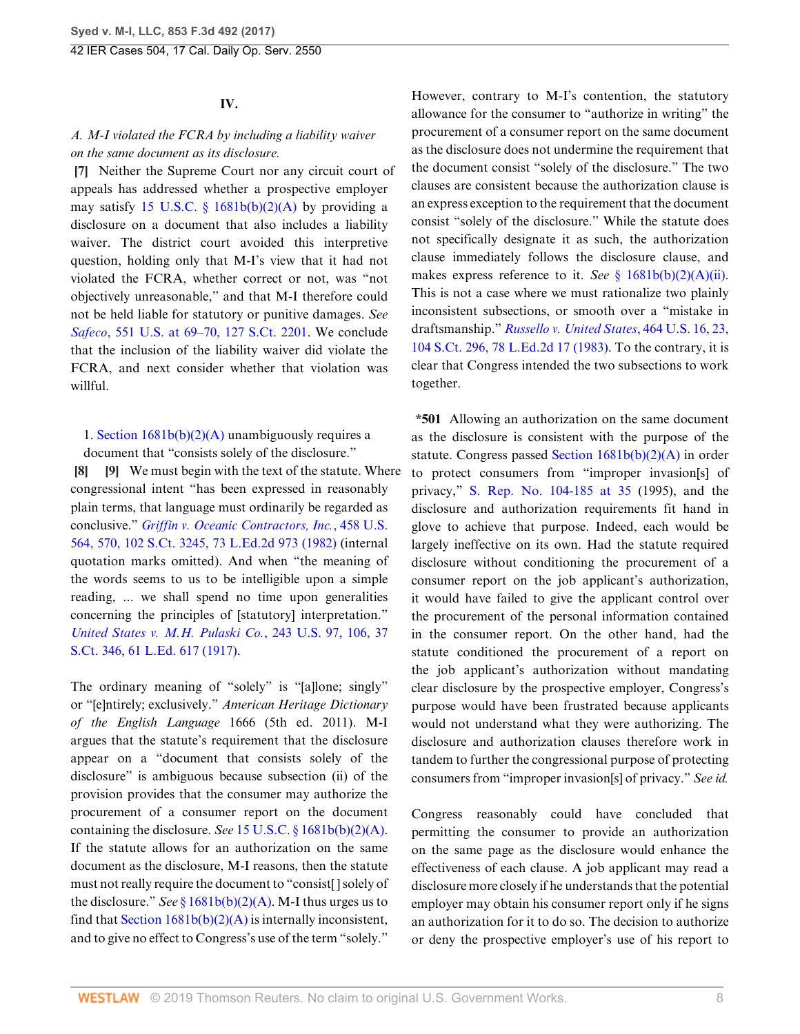## IV.

*A. M-I violated the FCRA by including a liability waiver on the same document as its disclosure.*

**[7]** Neither the Supreme Court nor any circuit court of appeals has addressed whether a prospective employer may satisfy 15 U.S.C. § 1681b(b)(2)(A) by providing a disclosure on a document that also includes a liability waiver. The district court avoided this interpretive question, holding only that M-I's view that it had not violated the FCRA, whether correct or not, was "not objectively unreasonable," and that M-I therefore could not be held liable for statutory or punitive damages. *See Safeco*, 551 U.S. at 69–70, 127 S.Ct. 2201. We conclude that the inclusion of the liability waiver did violate the FCRA, and next consider whether that violation was willful.

1. Section 1681b(b)(2)(A) unambiguously requires a document that "consists solely of the disclosure."

**[8]** **[9]** We must begin with the text of the statute. Where congressional intent "has been expressed in reasonably plain terms, that language must ordinarily be regarded as conclusive." *Griffin v. Oceanic Contractors, Inc.*, 458 U.S. 564, 570, 102 S.Ct. 3245, 73 L.Ed.2d 973 (1982) (internal quotation marks omitted). And when "the meaning of the words seems to us to be intelligible upon a simple reading, ... we shall spend no time upon generalities concerning the principles of [statutory] interpretation." *United States v. M.H. Pulaski Co.*, 243 U.S. 97, 106, 37 S.Ct. 346, 61 L.Ed. 617 (1917).

The ordinary meaning of "solely" is "[a]lone; singly" or "[e]ntirely; exclusively." *American Heritage Dictionary of the English Language* 1666 (5th ed. 2011). M-I argues that the statute's requirement that the disclosure appear on a "document that consists solely of the disclosure" is ambiguous because subsection (ii) of the provision provides that the consumer may authorize the procurement of a consumer report on the document containing the disclosure. *See* 15 U.S.C. § 1681b(b)(2)(A). If the statute allows for an authorization on the same document as the disclosure, M-I reasons, then the statute must not really require the document to "consist[] solely of the disclosure." *See* § 1681b(b)(2)(A). M-I thus urges us to find that Section 1681b(b)(2)(A) is internally inconsistent, and to give no effect to Congress's use of the term "solely." However, contrary to M-I's contention, the statutory allowance for the consumer to "authorize in writing" the procurement of a consumer report on the same document as the disclosure does not undermine the requirement that the document consist "solely of the disclosure." The two clauses are consistent because the authorization clause is an express exception to the requirement that the document consist "solely of the disclosure." While the statute does not specifically designate it as such, the authorization clause immediately follows the disclosure clause, and makes express reference to it. *See* § 1681b(b)(2)(A)(ii). This is not a case where we must rationalize two plainly inconsistent subsections, or smooth over a "mistake in draftsmanship." *Russello v. United States*, 464 U.S. 16, 23, 104 S.Ct. 296, 78 L.Ed.2d 17 (1983). To the contrary, it is clear that Congress intended the two subsections to work together.

**\*501** Allowing an authorization on the same document as the disclosure is consistent with the purpose of the statute. Congress passed Section 1681b(b)(2)(A) in order to protect consumers from "improper invasion[s] of privacy," S. Rep. No. 104-185 at 35 (1995), and the disclosure and authorization requirements fit hand in glove to achieve that purpose. Indeed, each would be largely ineffective on its own. Had the statute required disclosure without conditioning the procurement of a consumer report on the job applicant's authorization, it would have failed to give the applicant control over the procurement of the personal information contained in the consumer report. On the other hand, had the statute conditioned the procurement of a report on the job applicant's authorization without mandating clear disclosure by the prospective employer, Congress's purpose would have been frustrated because applicants would not understand what they were authorizing. The disclosure and authorization clauses therefore work in tandem to further the congressional purpose of protecting consumers from "improper invasion[s] of privacy." *See id.*

Congress reasonably could have concluded that permitting the consumer to provide an authorization on the same page as the disclosure would enhance the effectiveness of each clause. A job applicant may read a disclosure more closely if he understands that the potential employer may obtain his consumer report only if he signs an authorization for it to do so. The decision to authorize or deny the prospective employer's use of his report to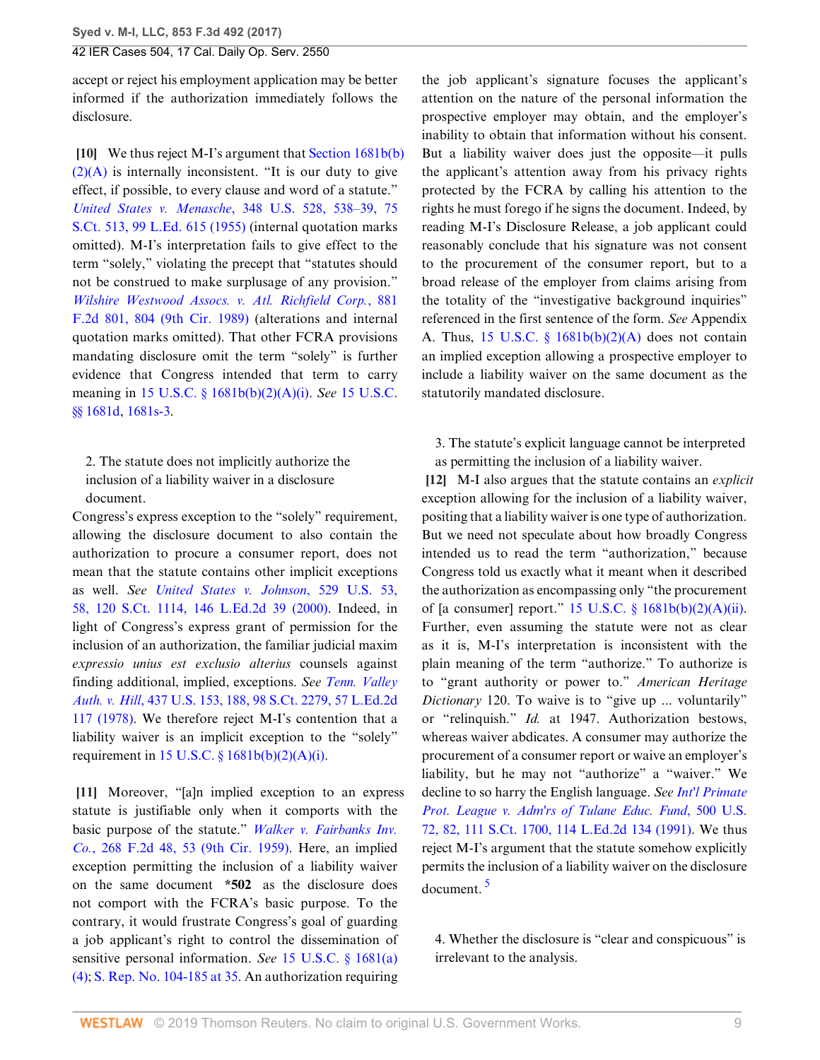accept or reject his employment application may be better informed if the authorization immediately follows the disclosure.

**[10]** We thus reject M-I's argument that Section 1681b(b)(2)(A) is internally inconsistent. "It is our duty to give effect, if possible, to every clause and word of a statute." *United States v. Menasche*, 348 U.S. 528, 538–39, 75 S.Ct. 513, 99 L.Ed. 615 (1955) (internal quotation marks omitted). M-I's interpretation fails to give effect to the term "solely," violating the precept that "statutes should not be construed to make surplusage of any provision." *Wilshire Westwood Assocs. v. Atl. Richfield Corp.*, 881 F.2d 801, 804 (9th Cir. 1989) (alterations and internal quotation marks omitted). That other FCRA provisions mandating disclosure omit the term "solely" is further evidence that Congress intended that term to carry meaning in 15 U.S.C. § 1681b(b)(2)(A)(i). *See* 15 U.S.C. §§ 1681d, 1681s-3.

2. The statute does not implicitly authorize the inclusion of a liability waiver in a disclosure document.

Congress's express exception to the "solely" requirement, allowing the disclosure document to also contain the authorization to procure a consumer report, does not mean that the statute contains other implicit exceptions as well. *See* *United States v. Johnson*, 529 U.S. 53, 58, 120 S.Ct. 1114, 146 L.Ed.2d 39 (2000). Indeed, in light of Congress's express grant of permission for the inclusion of an authorization, the familiar judicial maxim *expressio unius est exclusio alterius* counsels against finding additional, implied, exceptions. *See* *Tenn. Valley Auth. v. Hill*, 437 U.S. 153, 188, 98 S.Ct. 2279, 57 L.Ed.2d 117 (1978). We therefore reject M-I's contention that a liability waiver is an implicit exception to the "solely" requirement in 15 U.S.C. § 1681b(b)(2)(A)(i).

**[11]** Moreover, "[a]n implied exception to an express statute is justifiable only when it comports with the basic purpose of the statute." *Walker v. Fairbanks Inv. Co.*, 268 F.2d 48, 53 (9th Cir. 1959). Here, an implied exception permitting the inclusion of a liability waiver on the same document **\*502** as the disclosure does not comport with the FCRA's basic purpose. To the contrary, it would frustrate Congress's goal of guarding a job applicant's right to control the dissemination of sensitive personal information. *See* 15 U.S.C. § 1681(a)(4); S. Rep. No. 104-185 at 35. An authorization requiring the job applicant's signature focuses the applicant's attention on the nature of the personal information the prospective employer may obtain, and the employer's inability to obtain that information without his consent. But a liability waiver does just the opposite—it pulls the applicant's attention away from his privacy rights protected by the FCRA by calling his attention to the rights he must forego if he signs the document. Indeed, by reading M-I's Disclosure Release, a job applicant could reasonably conclude that his signature was not consent to the procurement of the consumer report, but to a broad release of the employer from claims arising from the totality of the "investigative background inquiries" referenced in the first sentence of the form. *See* Appendix A. Thus, 15 U.S.C. § 1681b(b)(2)(A) does not contain an implied exception allowing a prospective employer to include a liability waiver on the same document as the statutorily mandated disclosure.

3. The statute's explicit language cannot be interpreted as permitting the inclusion of a liability waiver.

**[12]** M-I also argues that the statute contains an *explicit* exception allowing for the inclusion of a liability waiver, positing that a liability waiver is one type of authorization. But we need not speculate about how broadly Congress intended us to read the term "authorization," because Congress told us exactly what it meant when it described the authorization as encompassing only "the procurement of [a consumer] report." 15 U.S.C. § 1681b(b)(2)(A)(ii). Further, even assuming the statute were not as clear as it is, M-I's interpretation is inconsistent with the plain meaning of the term "authorize." To authorize is to "grant authority or power to." *American Heritage Dictionary* 120. To waive is to "give up ... voluntarily" or "relinquish." *Id.* at 1947. Authorization bestows, whereas waiver abdicates. A consumer may authorize the procurement of a consumer report or waive an employer's liability, but he may not "authorize" a "waiver." We decline to so harry the English language. *See* *Int'l Primate Prot. League v. Adm'rs of Tulane Educ. Fund*, 500 U.S. 72, 82, 111 S.Ct. 1700, 114 L.Ed.2d 134 (1991). We thus reject M-I's argument that the statute somehow explicitly permits the inclusion of a liability waiver on the disclosure document. [5]

4. Whether the disclosure is "clear and conspicuous" is irrelevant to the analysis.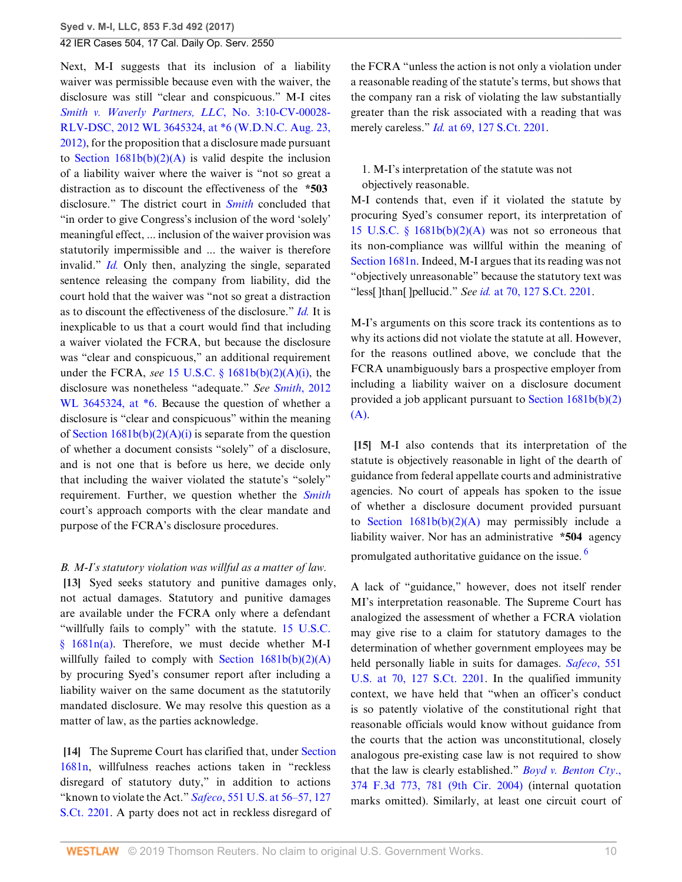Next, M-I suggests that its inclusion of a liability waiver was permissible because even with the waiver, the disclosure was still "clear and conspicuous." M-I cites *Smith v. Waverly Partners, LLC*, No. 3:10-CV-00028-RLV-DSC, 2012 WL 3645324, at *6 (W.D.N.C. Aug. 23, 2012), for the proposition that a disclosure made pursuant to Section 1681b(b)(2)(A) is valid despite the inclusion of a liability waiver where the waiver is "not so great a distraction as to discount the effectiveness of the **\*503** disclosure." The district court in *Smith* concluded that "in order to give Congress's inclusion of the word 'solely' meaningful effect, ... inclusion of the waiver provision was statutorily impermissible and ... the waiver is therefore invalid." *Id.* Only then, analyzing the single, separated sentence releasing the company from liability, did the court hold that the waiver was "not so great a distraction as to discount the effectiveness of the disclosure." *Id.* It is inexplicable to us that a court would find that including a waiver violated the FCRA, but because the disclosure was "clear and conspicuous," an additional requirement under the FCRA, *see* 15 U.S.C. § 1681b(b)(2)(A)(i), the disclosure was nonetheless "adequate." *See Smith*, 2012 WL 3645324, at *6. Because the question of whether a disclosure is "clear and conspicuous" within the meaning of Section 1681b(b)(2)(A)(i) is separate from the question of whether a document consists "solely" of a disclosure, and is not one that is before us here, we decide only that including the waiver violated the statute's "solely" requirement. Further, we question whether the *Smith* court's approach comports with the clear mandate and purpose of the FCRA's disclosure procedures.

*B. M-I's statutory violation was willful as a matter of law.*

**[13]** Syed seeks statutory and punitive damages only, not actual damages. Statutory and punitive damages are available under the FCRA only where a defendant "willfully fails to comply" with the statute. 15 U.S.C. § 1681n(a). Therefore, we must decide whether M-I willfully failed to comply with Section 1681b(b)(2)(A) by procuring Syed's consumer report after including a liability waiver on the same document as the statutorily mandated disclosure. We may resolve this question as a matter of law, as the parties acknowledge.

**[14]** The Supreme Court has clarified that, under Section 1681n, willfulness reaches actions taken in "reckless disregard of statutory duty," in addition to actions "known to violate the Act." *Safeco*, 551 U.S. at 56–57, 127 S.Ct. 2201. A party does not act in reckless disregard of the FCRA "unless the action is not only a violation under a reasonable reading of the statute's terms, but shows that the company ran a risk of violating the law substantially greater than the risk associated with a reading that was merely careless." *Id.* at 69, 127 S.Ct. 2201.

1. M-I's interpretation of the statute was not objectively reasonable.

M-I contends that, even if it violated the statute by procuring Syed's consumer report, its interpretation of 15 U.S.C. § 1681b(b)(2)(A) was not so erroneous that its non-compliance was willful within the meaning of Section 1681n. Indeed, M-I argues that its reading was not "objectively unreasonable" because the statutory text was "less[ ]than[ ]pellucid." *See id.* at 70, 127 S.Ct. 2201.

M-I's arguments on this score track its contentions as to why its actions did not violate the statute at all. However, for the reasons outlined above, we conclude that the FCRA unambiguously bars a prospective employer from including a liability waiver on a disclosure document provided a job applicant pursuant to Section 1681b(b)(2)(A).

**[15]** M-I also contends that its interpretation of the statute is objectively reasonable in light of the dearth of guidance from federal appellate courts and administrative agencies. No court of appeals has spoken to the issue of whether a disclosure document provided pursuant to Section 1681b(b)(2)(A) may permissibly include a liability waiver. Nor has an administrative **\*504** agency promulgated authoritative guidance on the issue.[6]

A lack of "guidance," however, does not itself render MI's interpretation reasonable. The Supreme Court has analogized the assessment of whether a FCRA violation may give rise to a claim for statutory damages to the determination of whether government employees may be held personally liable in suits for damages. *Safeco*, 551 U.S. at 70, 127 S.Ct. 2201. In the qualified immunity context, we have held that "when an officer's conduct is so patently violative of the constitutional right that reasonable officials would know without guidance from the courts that the action was unconstitutional, closely analogous pre-existing case law is not required to show that the law is clearly established." *Boyd v. Benton Cty.*, 374 F.3d 773, 781 (9th Cir. 2004) (internal quotation marks omitted). Similarly, at least one circuit court of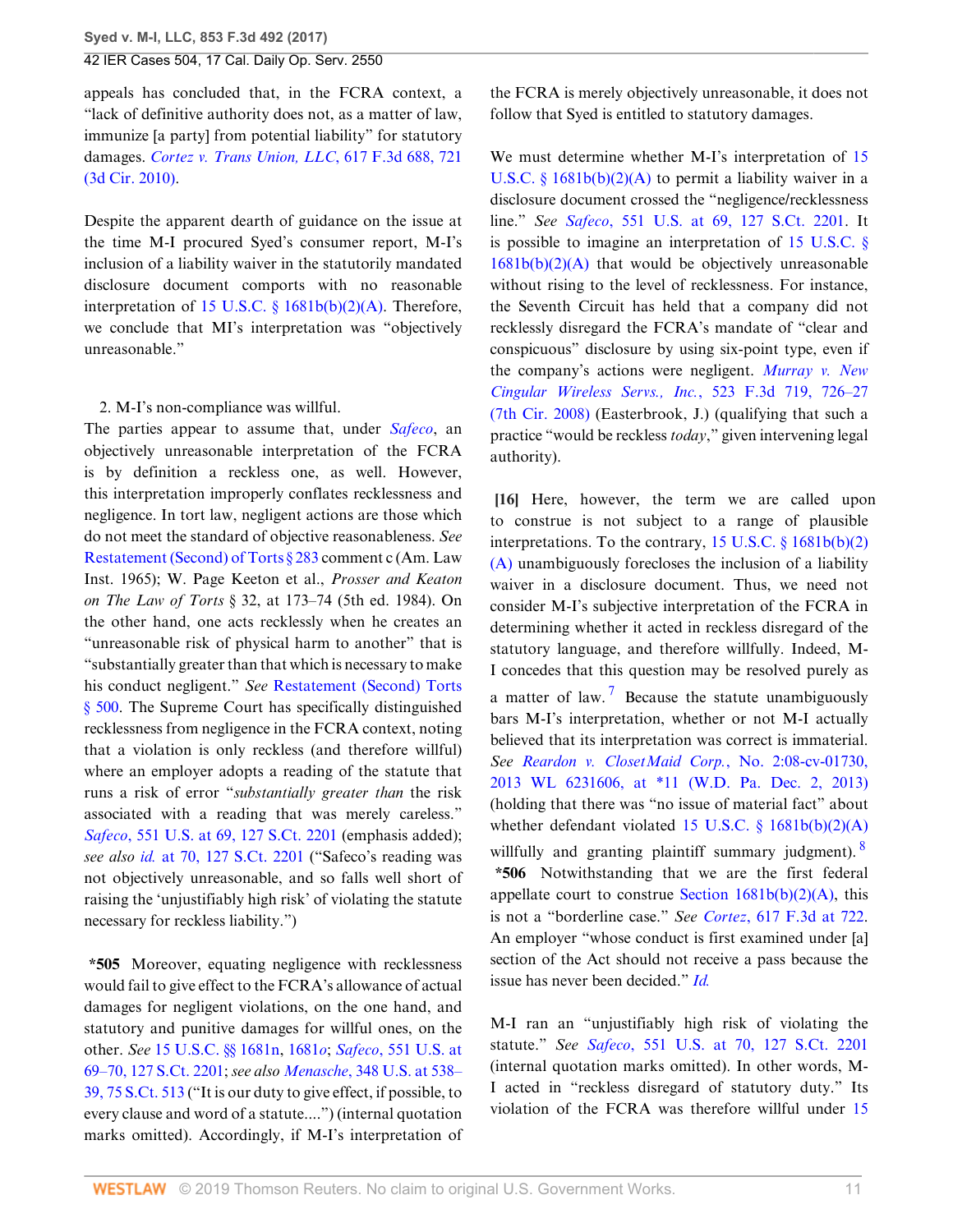appeals has concluded that, in the FCRA context, a "lack of definitive authority does not, as a matter of law, immunize [a party] from potential liability" for statutory damages. *Cortez v. Trans Union, LLC*, 617 F.3d 688, 721 (3d Cir. 2010).

Despite the apparent dearth of guidance on the issue at the time M-I procured Syed's consumer report, M-I's inclusion of a liability waiver in the statutorily mandated disclosure document comports with no reasonable interpretation of 15 U.S.C. § 1681b(b)(2)(A). Therefore, we conclude that MI's interpretation was "objectively unreasonable."

2. M-I's non-compliance was willful.

The parties appear to assume that, under *Safeco*, an objectively unreasonable interpretation of the FCRA is by definition a reckless one, as well. However, this interpretation improperly conflates recklessness and negligence. In tort law, negligent actions are those which do not meet the standard of objective reasonableness. *See* Restatement (Second) of Torts § 283 comment c (Am. Law Inst. 1965); W. Page Keeton et al., *Prosser and Keaton on The Law of Torts* § 32, at 173–74 (5th ed. 1984). On the other hand, one acts recklessly when he creates an "unreasonable risk of physical harm to another" that is "substantially greater than that which is necessary to make his conduct negligent." *See* Restatement (Second) Torts § 500. The Supreme Court has specifically distinguished recklessness from negligence in the FCRA context, noting that a violation is only reckless (and therefore willful) where an employer adopts a reading of the statute that runs a risk of error "*substantially greater than* the risk associated with a reading that was merely careless." *Safeco*, 551 U.S. at 69, 127 S.Ct. 2201 (emphasis added); *see also id.* at 70, 127 S.Ct. 2201 ("Safeco's reading was not objectively unreasonable, and so falls well short of raising the 'unjustifiably high risk' of violating the statute necessary for reckless liability.")

**\*505** Moreover, equating negligence with recklessness would fail to give effect to the FCRA's allowance of actual damages for negligent violations, on the one hand, and statutory and punitive damages for willful ones, on the other. *See* 15 U.S.C. §§ 1681n, 1681*o*; *Safeco*, 551 U.S. at 69–70, 127 S.Ct. 2201; *see also Menasche*, 348 U.S. at 538–39, 75 S.Ct. 513 ("It is our duty to give effect, if possible, to every clause and word of a statute....") (internal quotation marks omitted). Accordingly, if M-I's interpretation of the FCRA is merely objectively unreasonable, it does not follow that Syed is entitled to statutory damages.

We must determine whether M-I's interpretation of 15 U.S.C. § 1681b(b)(2)(A) to permit a liability waiver in a disclosure document crossed the "negligence/recklessness line." *See Safeco*, 551 U.S. at 69, 127 S.Ct. 2201. It is possible to imagine an interpretation of 15 U.S.C. § 1681b(b)(2)(A) that would be objectively unreasonable without rising to the level of recklessness. For instance, the Seventh Circuit has held that a company did not recklessly disregard the FCRA's mandate of "clear and conspicuous" disclosure by using six-point type, even if the company's actions were negligent. *Murray v. New Cingular Wireless Servs., Inc.*, 523 F.3d 719, 726–27 (7th Cir. 2008) (Easterbrook, J.) (qualifying that such a practice "would be reckless *today*," given intervening legal authority).

**[16]** Here, however, the term we are called upon to construe is not subject to a range of plausible interpretations. To the contrary, 15 U.S.C. § 1681b(b)(2)(A) unambiguously forecloses the inclusion of a liability waiver in a disclosure document. Thus, we need not consider M-I's subjective interpretation of the FCRA in determining whether it acted in reckless disregard of the statutory language, and therefore willfully. Indeed, M-I concedes that this question may be resolved purely as a matter of law.[7] Because the statute unambiguously bars M-I's interpretation, whether or not M-I actually believed that its interpretation was correct is immaterial. *See Reardon v. ClosetMaid Corp.*, No. 2:08-cv-01730, 2013 WL 6231606, at \*11 (W.D. Pa. Dec. 2, 2013) (holding that there was "no issue of material fact" about whether defendant violated 15 U.S.C. § 1681b(b)(2)(A) willfully and granting plaintiff summary judgment).[8] **\*506** Notwithstanding that we are the first federal appellate court to construe Section 1681b(b)(2)(A), this is not a "borderline case." *See Cortez*, 617 F.3d at 722. An employer "whose conduct is first examined under [a] section of the Act should not receive a pass because the issue has never been decided." *Id.*

M-I ran an "unjustifiably high risk of violating the statute." *See Safeco*, 551 U.S. at 70, 127 S.Ct. 2201 (internal quotation marks omitted). In other words, M-I acted in "reckless disregard of statutory duty." Its violation of the FCRA was therefore willful under 15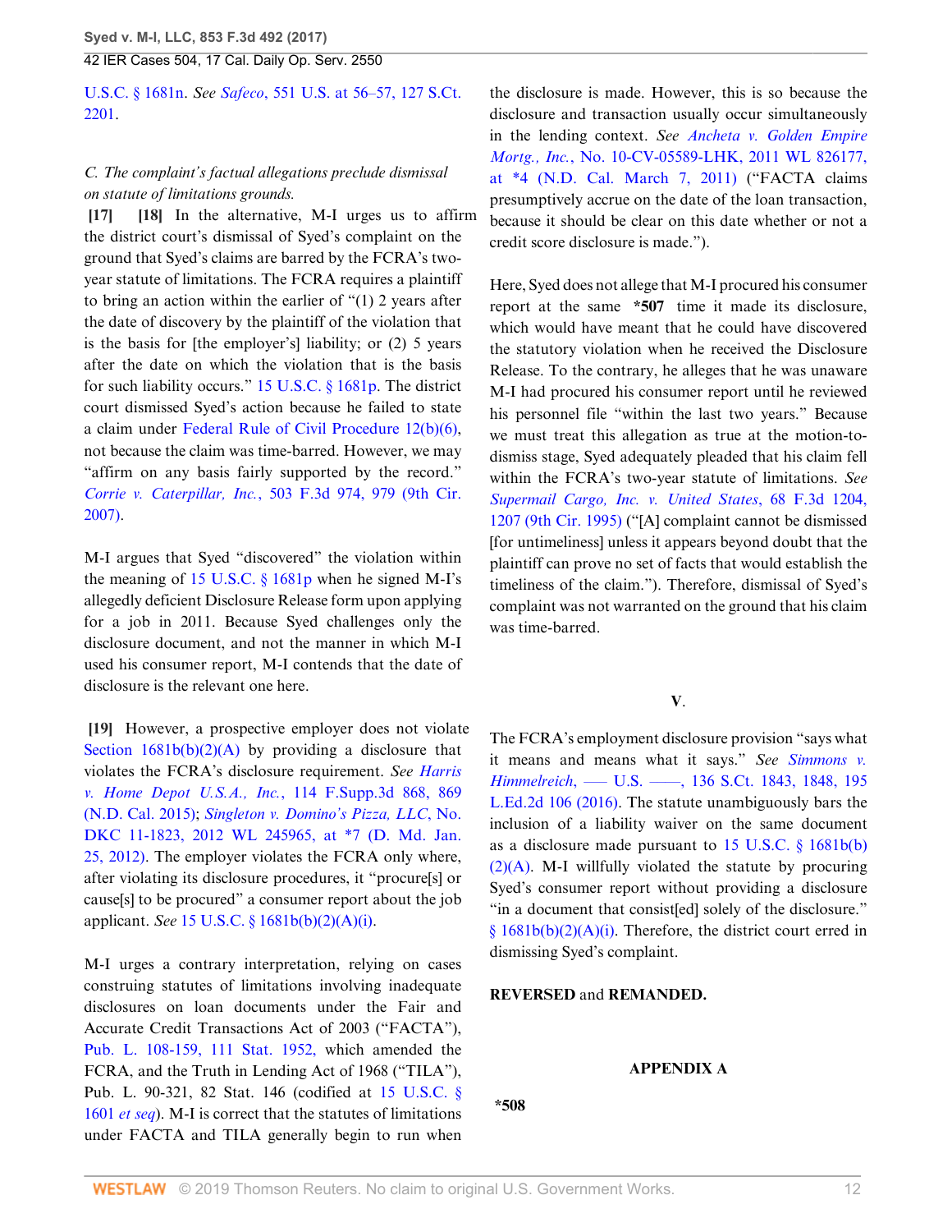U.S.C. § 1681n. *See Safeco*, 551 U.S. at 56–57, 127 S.Ct. 2201.

*C. The complaint's factual allegations preclude dismissal on statute of limitations grounds.*

**[17] [18]** In the alternative, M-I urges us to affirm the district court's dismissal of Syed's complaint on the ground that Syed's claims are barred by the FCRA's two-year statute of limitations. The FCRA requires a plaintiff to bring an action within the earlier of "(1) 2 years after the date of discovery by the plaintiff of the violation that is the basis for [the employer's] liability; or (2) 5 years after the date on which the violation that is the basis for such liability occurs." 15 U.S.C. § 1681p. The district court dismissed Syed's action because he failed to state a claim under Federal Rule of Civil Procedure 12(b)(6), not because the claim was time-barred. However, we may "affirm on any basis fairly supported by the record." *Corrie v. Caterpillar, Inc.*, 503 F.3d 974, 979 (9th Cir. 2007).

M-I argues that Syed "discovered" the violation within the meaning of 15 U.S.C. § 1681p when he signed M-I's allegedly deficient Disclosure Release form upon applying for a job in 2011. Because Syed challenges only the disclosure document, and not the manner in which M-I used his consumer report, M-I contends that the date of disclosure is the relevant one here.

**[19]** However, a prospective employer does not violate Section 1681b(b)(2)(A) by providing a disclosure that violates the FCRA's disclosure requirement. *See Harris v. Home Depot U.S.A., Inc.*, 114 F.Supp.3d 868, 869 (N.D. Cal. 2015); *Singleton v. Domino's Pizza, LLC*, No. DKC 11-1823, 2012 WL 245965, at *7 (D. Md. Jan. 25, 2012). The employer violates the FCRA only where, after violating its disclosure procedures, it "procure[s] or cause[s] to be procured" a consumer report about the job applicant. *See* 15 U.S.C. § 1681b(b)(2)(A)(i).

M-I urges a contrary interpretation, relying on cases construing statutes of limitations involving inadequate disclosures on loan documents under the Fair and Accurate Credit Transactions Act of 2003 ("FACTA"), Pub. L. 108-159, 111 Stat. 1952, which amended the FCRA, and the Truth in Lending Act of 1968 ("TILA"), Pub. L. 90-321, 82 Stat. 146 (codified at 15 U.S.C. § 1601 *et seq*). M-I is correct that the statutes of limitations under FACTA and TILA generally begin to run when the disclosure is made. However, this is so because the disclosure and transaction usually occur simultaneously in the lending context. *See Ancheta v. Golden Empire Mortg., Inc.*, No. 10-CV-05589-LHK, 2011 WL 826177, at *4 (N.D. Cal. March 7, 2011) ("FACTA claims presumptively accrue on the date of the loan transaction, because it should be clear on this date whether or not a credit score disclosure is made.").

Here, Syed does not allege that M-I procured his consumer report at the same **\*507** time it made its disclosure, which would have meant that he could have discovered the statutory violation when he received the Disclosure Release. To the contrary, he alleges that he was unaware M-I had procured his consumer report until he reviewed his personnel file "within the last two years." Because we must treat this allegation as true at the motion-to-dismiss stage, Syed adequately pleaded that his claim fell within the FCRA's two-year statute of limitations. *See Supermail Cargo, Inc. v. United States*, 68 F.3d 1204, 1207 (9th Cir. 1995) ("[A] complaint cannot be dismissed [for untimeliness] unless it appears beyond doubt that the plaintiff can prove no set of facts that would establish the timeliness of the claim."). Therefore, dismissal of Syed's complaint was not warranted on the ground that his claim was time-barred.

## V.

The FCRA's employment disclosure provision "says what it means and means what it says." *See Simmons v. Himmelreich*, ––– U.S. ––––, 136 S.Ct. 1843, 1848, 195 L.Ed.2d 106 (2016). The statute unambiguously bars the inclusion of a liability waiver on the same document as a disclosure made pursuant to 15 U.S.C. § 1681b(b)(2)(A). M-I willfully violated the statute by procuring Syed's consumer report without providing a disclosure "in a document that consist[ed] solely of the disclosure." § 1681b(b)(2)(A)(i). Therefore, the district court erred in dismissing Syed's complaint.

**REVERSED** and **REMANDED.**

## APPENDIX A

**\*508**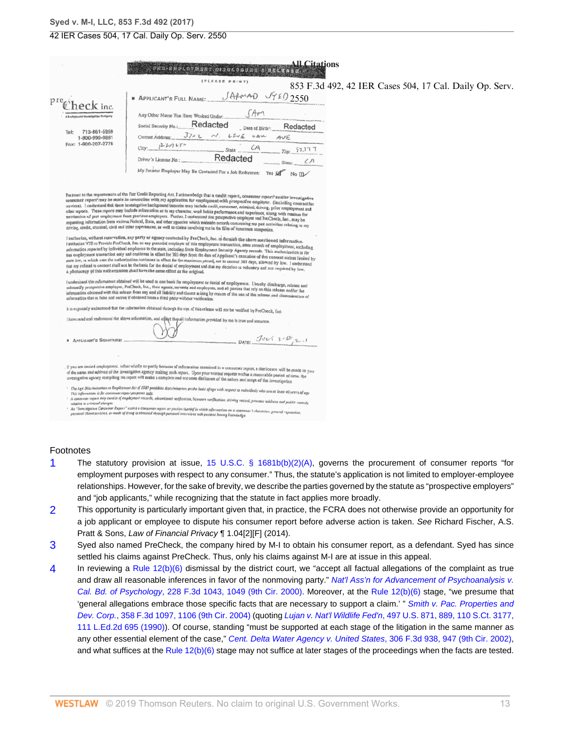PRE-EMPLOYMENT DISCLOSURE & RELEASE

(PLEASE PRINT)

PreCheck inc.
A Background Investigation Company

Tel: 713-861-5959
1-800-999-9861
Fax: 1-800-207-2778

APPLICANT'S FULL NAME: SARMAD SYED

Any Other Name You Have Worked Under: SAM

Social Security No.: Redacted Date of Birth: Redacted

Current Address: 3722 N. LIVE OAK AVE

City: RIALTO State CA Zip: 92377

Driver's License No.: Redacted State: CA

My Present Employer May Be Contacted For a Job Reference: Yes No

Pursuant to the requirements of the Fair Credit Reporting Act, I acknowledge that a credit report, consumer report[2] and/or investigative consumer report[3] may be made in connection with my application for employment with prospective employer. (including contract for services). I understand that these investigative background inquiries may include credit, consumer, criminal, driving, prior employment and other reports. These reports may include information as to my character, work habits performance and experience, along with reasons for termination of past employment from previous employers. Further, I understand that prospective employer and PreCheck, Inc., may be requesting information from various Federal, State, and other agencies which maintain records concerning my past activities relating to my driving, credit, criminal, civil and other experiences, as well as claims involving me in the files of insurance companies.

I authorize, without reservation, any party or agency contacted by PreCheck, Inc. to furnish the above mentioned information. I authorize VTB to Provide PreCheck, Inc. or any potential employer of this employment transaction, state records of employment, including information reported by individual employers to the state, including State Employment Security Agency records. This authorization is for this employment transaction only and continues in effect for 365 days from the date of Applicant's execution of this consent unless limited by state law, in which case the authorization continues in effect for the maximum period, not to exceed 365 days, allowed by law. I understand that my refusal to consent shall not be the basis for the denial of employment and that my decision is voluntary and not required by law. A photocopy of this authorization shall have the same effect as the original.

I understand the information obtained will be used as one basis for employment or denial of employment. I hereby discharge, release and indemnify prospective employer, PreCheck, Inc., their agents, servants and employees, and all parties that rely on this release and/or the information obtained with this release from any and all liability and claims arising by reason of the use of this release and dissemination of information that is false and untrue if obtained from a third party without verification.

It is expressly understood that the information obtained through the use of this release will not be verified by PreCheck, Inc.

I have read and understood the above information, and attest that all information provided by me is true and accurate.

APPLICANT'S SIGNATURE: DATE: JULY 26th, 2011

If you are denied employment, either wholly or partly because of information contained in a consumer report, a disclosure will be made to you of the name and address of the investigative agency making such report. Upon your written request within a reasonable period of time, the investigative agency compiling the report will make a complete and accurate disclosure of the nature and scope of the investigation.

[1] The Age Discrimination in Employment Act of 1967 prohibits discrimination on the basis of age with respect to individuals who are at least 40 years of age. This information is for consumer report purposes only.

[2] A consumer report may consist of employment records, educational verification, licensure verification, driving record, previous address and public records relative to criminal charges.

[3] An "Investigative Consumer Report" means a consumer report or portion thereof in which information on a consumer's character, general reputation, personal characteristics, or mode of living is obtained through personal interviews with persons having knowledge.

## Footnotes

1. The statutory provision at issue, 15 U.S.C. § 1681b(b)(2)(A), governs the procurement of consumer reports "for employment purposes with respect to any consumer." Thus, the statute's application is not limited to employer-employee relationships. However, for the sake of brevity, we describe the parties governed by the statute as "prospective employers" and "job applicants," while recognizing that the statute in fact applies more broadly.

2. This opportunity is particularly important given that, in practice, the FCRA does not otherwise provide an opportunity for a job applicant or employee to dispute his consumer report before adverse action is taken. *See* Richard Fischer, A.S. Pratt & Sons, *Law of Financial Privacy* ¶ 1.04[2][F] (2014).

3. Syed also named PreCheck, the company hired by M-I to obtain his consumer report, as a defendant. Syed has since settled his claims against PreCheck. Thus, only his claims against M-I are at issue in this appeal.

4. In reviewing a Rule 12(b)(6) dismissal by the district court, we "accept all factual allegations of the complaint as true and draw all reasonable inferences in favor of the nonmoving party." *Nat'l Ass'n for Advancement of Psychoanalysis v. Cal. Bd. of Psychology*, 228 F.3d 1043, 1049 (9th Cir. 2000). Moreover, at the Rule 12(b)(6) stage, "we presume that 'general allegations embrace those specific facts that are necessary to support a claim.' " *Smith v. Pac. Properties and Dev. Corp.*, 358 F.3d 1097, 1106 (9th Cir. 2004) (quoting *Lujan v. Nat'l Wildlife Fed'n*, 497 U.S. 871, 889, 110 S.Ct. 3177, 111 L.Ed.2d 695 (1990)). Of course, standing "must be supported at each stage of the litigation in the same manner as any other essential element of the case," *Cent. Delta Water Agency v. United States*, 306 F.3d 938, 947 (9th Cir. 2002), and what suffices at the Rule 12(b)(6) stage may not suffice at later stages of the proceedings when the facts are tested.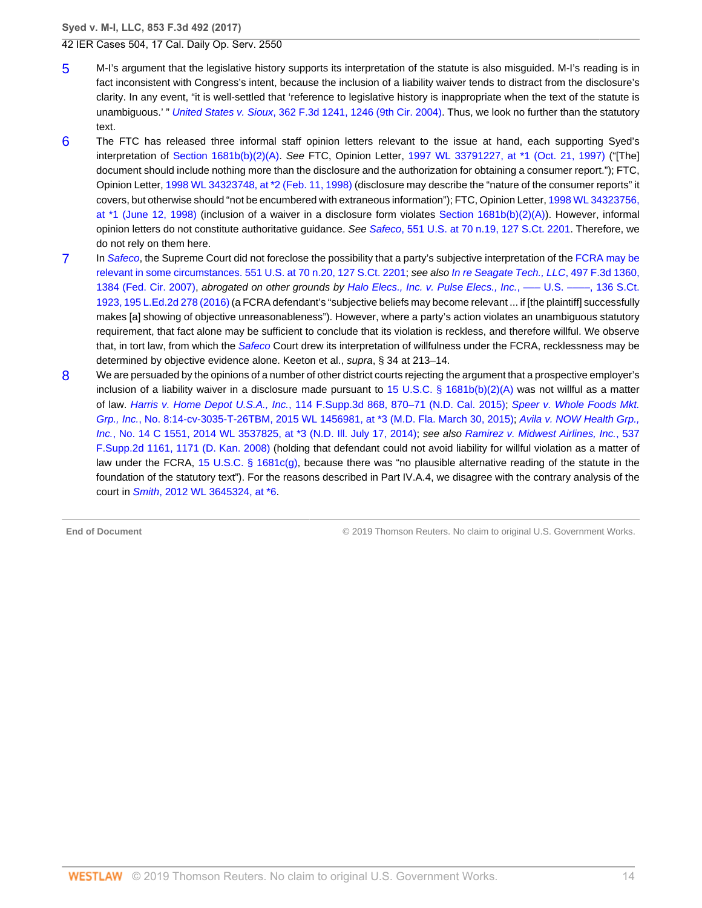5 M-I's argument that the legislative history supports its interpretation of the statute is also misguided. M-I's reading is in fact inconsistent with Congress's intent, because the inclusion of a liability waiver tends to distract from the disclosure's clarity. In any event, "it is well-settled that 'reference to legislative history is inappropriate when the text of the statute is unambiguous.' " *United States v. Sioux*, 362 F.3d 1241, 1246 (9th Cir. 2004). Thus, we look no further than the statutory text.

6 The FTC has released three informal staff opinion letters relevant to the issue at hand, each supporting Syed's interpretation of Section 1681b(b)(2)(A). *See* FTC, Opinion Letter, 1997 WL 33791227, at *1 (Oct. 21, 1997) ("[The] document should include nothing more than the disclosure and the authorization for obtaining a consumer report."); FTC, Opinion Letter, 1998 WL 34323748, at *2 (Feb. 11, 1998) (disclosure may describe the "nature of the consumer reports" it covers, but otherwise should "not be encumbered with extraneous information"); FTC, Opinion Letter, 1998 WL 34323756, at *1 (June 12, 1998) (inclusion of a waiver in a disclosure form violates Section 1681b(b)(2)(A)). However, informal opinion letters do not constitute authoritative guidance. *See Safeco*, 551 U.S. at 70 n.19, 127 S.Ct. 2201. Therefore, we do not rely on them here.

7 In *Safeco*, the Supreme Court did not foreclose the possibility that a party's subjective interpretation of the FCRA may be relevant in some circumstances. 551 U.S. at 70 n.20, 127 S.Ct. 2201; *see also In re Seagate Tech., LLC*, 497 F.3d 1360, 1384 (Fed. Cir. 2007), *abrogated on other grounds by Halo Elecs., Inc. v. Pulse Elecs., Inc.*, ––– U.S. ––––, 136 S.Ct. 1923, 195 L.Ed.2d 278 (2016) (a FCRA defendant's "subjective beliefs may become relevant ... if [the plaintiff] successfully makes [a] showing of objective unreasonableness"). However, where a party's action violates an unambiguous statutory requirement, that fact alone may be sufficient to conclude that its violation is reckless, and therefore willful. We observe that, in tort law, from which the *Safeco* Court drew its interpretation of willfulness under the FCRA, recklessness may be determined by objective evidence alone. Keeton et al., *supra*, § 34 at 213–14.

8 We are persuaded by the opinions of a number of other district courts rejecting the argument that a prospective employer's inclusion of a liability waiver in a disclosure made pursuant to 15 U.S.C. § 1681b(b)(2)(A) was not willful as a matter of law. *Harris v. Home Depot U.S.A., Inc.*, 114 F.Supp.3d 868, 870–71 (N.D. Cal. 2015); *Speer v. Whole Foods Mkt. Grp., Inc.*, No. 8:14-cv-3035-T-26TBM, 2015 WL 1456981, at *3 (M.D. Fla. March 30, 2015); *Avila v. NOW Health Grp., Inc.*, No. 14 C 1551, 2014 WL 3537825, at *3 (N.D. Ill. July 17, 2014); *see also Ramirez v. Midwest Airlines, Inc.*, 537 F.Supp.2d 1161, 1171 (D. Kan. 2008) (holding that defendant could not avoid liability for willful violation as a matter of law under the FCRA, 15 U.S.C. § 1681c(g), because there was "no plausible alternative reading of the statute in the foundation of the statutory text"). For the reasons described in Part IV.A.4, we disagree with the contrary analysis of the court in *Smith*, 2012 WL 3645324, at *6.

**End of Document** © 2019 Thomson Reuters. No claim to original U.S. Government Works.